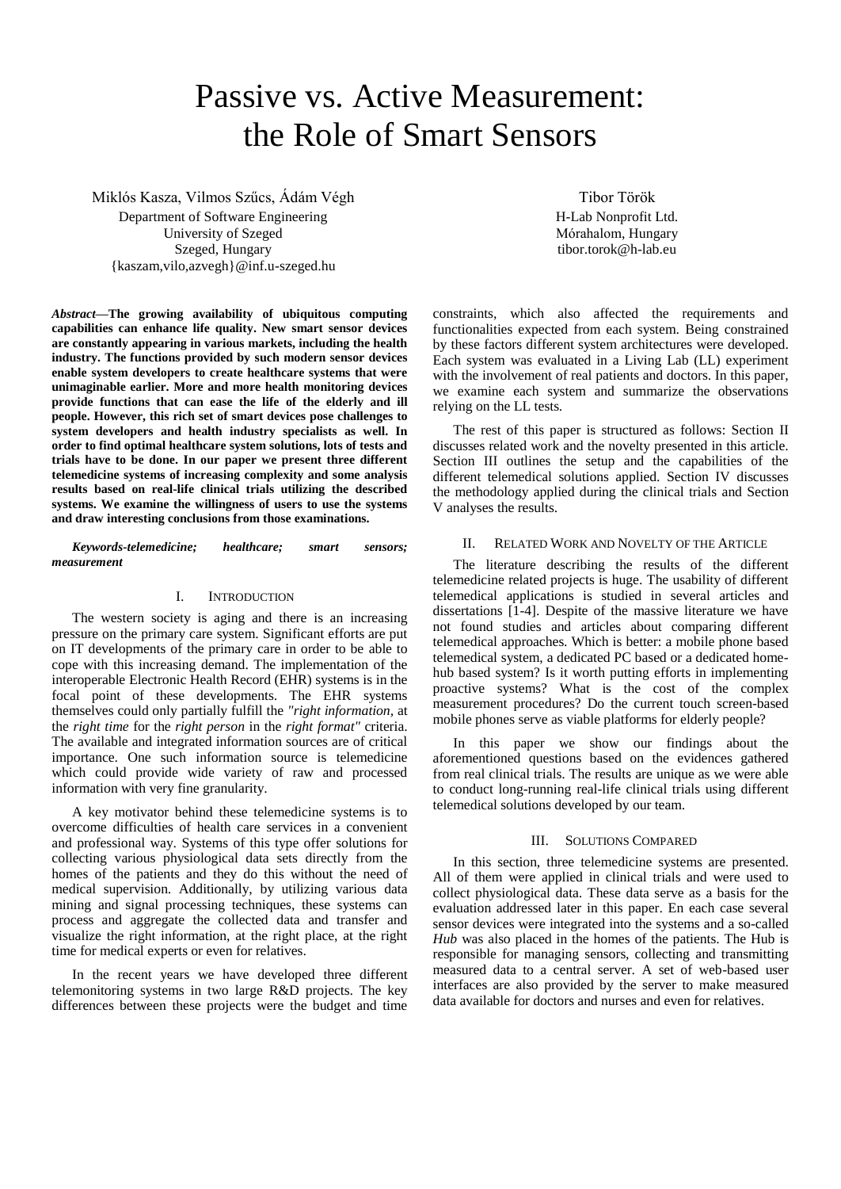# Passive vs. Active Measurement: the Role of Smart Sensors

Miklós Kasza, Vilmos Szűcs, Ádám Végh
Department of Software Engineering
University of Szeged
Szeged, Hungary
{kaszam,vilo,azvegh}@inf.u-szeged.hu

Tibor Török
H-Lab Nonprofit Ltd.
Mórahalom, Hungary
tibor.torok@h-lab.eu

***Abstract*—The growing availability of ubiquitous computing capabilities can enhance life quality. New smart sensor devices are constantly appearing in various markets, including the health industry. The functions provided by such modern sensor devices enable system developers to create healthcare systems that were unimaginable earlier. More and more health monitoring devices provide functions that can ease the life of the elderly and ill people. However, this rich set of smart devices pose challenges to system developers and health industry specialists as well. In order to find optimal healthcare system solutions, lots of tests and trials have to be done. In our paper we present three different telemedicine systems of increasing complexity and some analysis results based on real-life clinical trials utilizing the described systems. We examine the willingness of users to use the systems and draw interesting conclusions from those examinations.**

***Keywords-telemedicine; healthcare; smart sensors; measurement***

## I. Introduction

The western society is aging and there is an increasing pressure on the primary care system. Significant efforts are put on IT developments of the primary care in order to be able to cope with this increasing demand. The implementation of the interoperable Electronic Health Record (EHR) systems is in the focal point of these developments. The EHR systems themselves could only partially fulfill the *"right information,* at the *right time* for the *right person* in the *right format"* criteria. The available and integrated information sources are of critical importance. One such information source is telemedicine which could provide wide variety of raw and processed information with very fine granularity.

A key motivator behind these telemedicine systems is to overcome difficulties of health care services in a convenient and professional way. Systems of this type offer solutions for collecting various physiological data sets directly from the homes of the patients and they do this without the need of medical supervision. Additionally, by utilizing various data mining and signal processing techniques, these systems can process and aggregate the collected data and transfer and visualize the right information, at the right place, at the right time for medical experts or even for relatives.

In the recent years we have developed three different telemonitoring systems in two large R&D projects. The key differences between these projects were the budget and time constraints, which also affected the requirements and functionalities expected from each system. Being constrained by these factors different system architectures were developed. Each system was evaluated in a Living Lab (LL) experiment with the involvement of real patients and doctors. In this paper, we examine each system and summarize the observations relying on the LL tests.

The rest of this paper is structured as follows: Section II discusses related work and the novelty presented in this article. Section III outlines the setup and the capabilities of the different telemedical solutions applied. Section IV discusses the methodology applied during the clinical trials and Section V analyses the results.

## II. Related Work and Novelty of the Article

The literature describing the results of the different telemedicine related projects is huge. The usability of different telemedical applications is studied in several articles and dissertations [1-4]. Despite of the massive literature we have not found studies and articles about comparing different telemedical approaches. Which is better: a mobile phone based telemedical system, a dedicated PC based or a dedicated home-hub based system? Is it worth putting efforts in implementing proactive systems? What is the cost of the complex measurement procedures? Do the current touch screen-based mobile phones serve as viable platforms for elderly people?

In this paper we show our findings about the aforementioned questions based on the evidences gathered from real clinical trials. The results are unique as we were able to conduct long-running real-life clinical trials using different telemedical solutions developed by our team.

## III. Solutions Compared

In this section, three telemedicine systems are presented. All of them were applied in clinical trials and were used to collect physiological data. These data serve as a basis for the evaluation addressed later in this paper. En each case several sensor devices were integrated into the systems and a so-called *Hub* was also placed in the homes of the patients. The Hub is responsible for managing sensors, collecting and transmitting measured data to a central server. A set of web-based user interfaces are also provided by the server to make measured data available for doctors and nurses and even for relatives.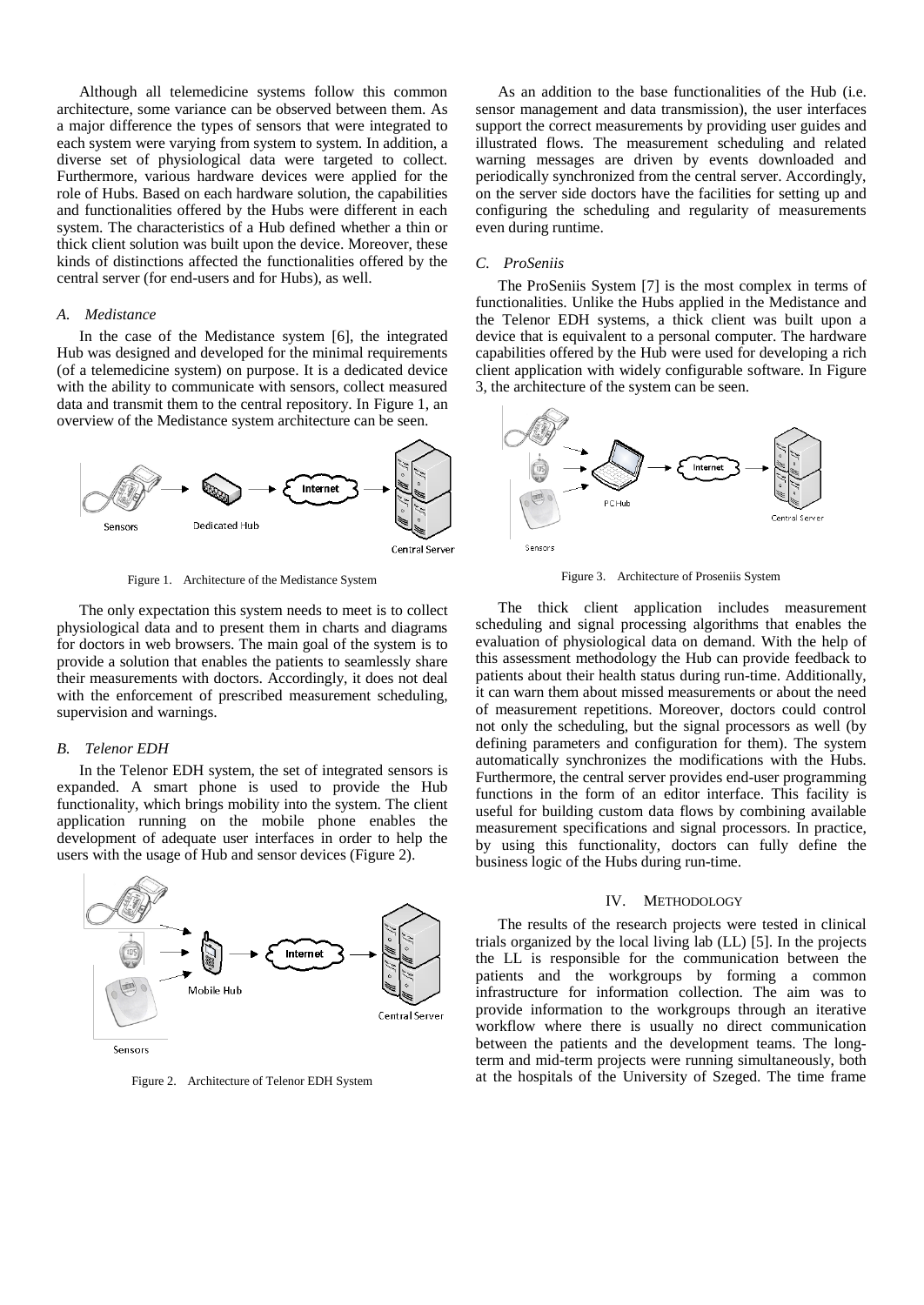Although all telemedicine systems follow this common architecture, some variance can be observed between them. As a major difference the types of sensors that were integrated to each system were varying from system to system. In addition, a diverse set of physiological data were targeted to collect. Furthermore, various hardware devices were applied for the role of Hubs. Based on each hardware solution, the capabilities and functionalities offered by the Hubs were different in each system. The characteristics of a Hub defined whether a thin or thick client solution was built upon the device. Moreover, these kinds of distinctions affected the functionalities offered by the central server (for end-users and for Hubs), as well.

### *A. Medistance*

In the case of the Medistance system [6], the integrated Hub was designed and developed for the minimal requirements (of a telemedicine system) on purpose. It is a dedicated device with the ability to communicate with sensors, collect measured data and transmit them to the central repository. In Figure 1, an overview of the Medistance system architecture can be seen.

Figure 1. Architecture of the Medistance System

The only expectation this system needs to meet is to collect physiological data and to present them in charts and diagrams for doctors in web browsers. The main goal of the system is to provide a solution that enables the patients to seamlessly share their measurements with doctors. Accordingly, it does not deal with the enforcement of prescribed measurement scheduling, supervision and warnings.

### *B. Telenor EDH*

In the Telenor EDH system, the set of integrated sensors is expanded. A smart phone is used to provide the Hub functionality, which brings mobility into the system. The client application running on the mobile phone enables the development of adequate user interfaces in order to help the users with the usage of Hub and sensor devices (Figure 2).

Figure 2. Architecture of Telenor EDH System

As an addition to the base functionalities of the Hub (i.e. sensor management and data transmission), the user interfaces support the correct measurements by providing user guides and illustrated flows. The measurement scheduling and related warning messages are driven by events downloaded and periodically synchronized from the central server. Accordingly, on the server side doctors have the facilities for setting up and configuring the scheduling and regularity of measurements even during runtime.

### *C. ProSeniis*

The ProSeniis System [7] is the most complex in terms of functionalities. Unlike the Hubs applied in the Medistance and the Telenor EDH systems, a thick client was built upon a device that is equivalent to a personal computer. The hardware capabilities offered by the Hub were used for developing a rich client application with widely configurable software. In Figure 3, the architecture of the system can be seen.

Figure 3. Architecture of Proseniis System

The thick client application includes measurement scheduling and signal processing algorithms that enables the evaluation of physiological data on demand. With the help of this assessment methodology the Hub can provide feedback to patients about their health status during run-time. Additionally, it can warn them about missed measurements or about the need of measurement repetitions. Moreover, doctors could control not only the scheduling, but the signal processors as well (by defining parameters and configuration for them). The system automatically synchronizes the modifications with the Hubs. Furthermore, the central server provides end-user programming functions in the form of an editor interface. This facility is useful for building custom data flows by combining available measurement specifications and signal processors. In practice, by using this functionality, doctors can fully define the business logic of the Hubs during run-time.

## IV. Methodology

The results of the research projects were tested in clinical trials organized by the local living lab (LL) [5]. In the projects the LL is responsible for the communication between the patients and the workgroups by forming a common infrastructure for information collection. The aim was to provide information to the workgroups through an iterative workflow where there is usually no direct communication between the patients and the development teams. The long-term and mid-term projects were running simultaneously, both at the hospitals of the University of Szeged. The time frame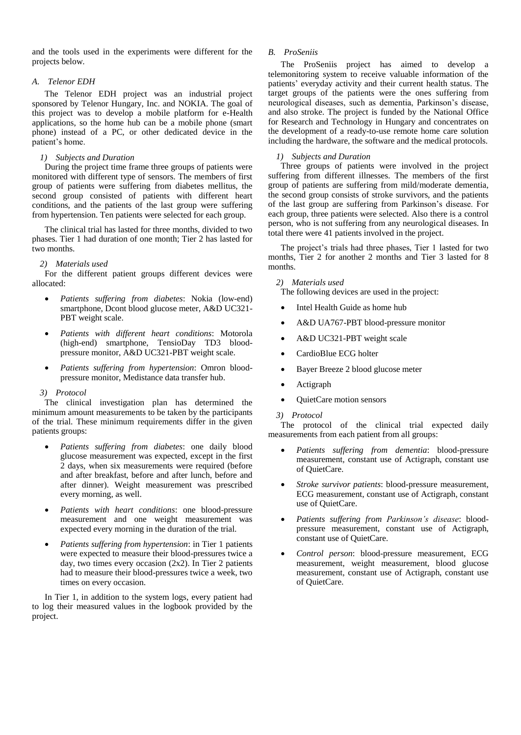and the tools used in the experiments were different for the projects below.

### A. Telenor EDH

The Telenor EDH project was an industrial project sponsored by Telenor Hungary, Inc. and NOKIA. The goal of this project was to develop a mobile platform for e-Health applications, so the home hub can be a mobile phone (smart phone) instead of a PC, or other dedicated device in the patient's home.

#### 1) Subjects and Duration

During the project time frame three groups of patients were monitored with different type of sensors. The members of first group of patients were suffering from diabetes mellitus, the second group consisted of patients with different heart conditions, and the patients of the last group were suffering from hypertension. Ten patients were selected for each group.

The clinical trial has lasted for three months, divided to two phases. Tier 1 had duration of one month; Tier 2 has lasted for two months.

#### 2) Materials used

For the different patient groups different devices were allocated:

- *Patients suffering from diabetes*: Nokia (low-end) smartphone, Dcont blood glucose meter, A&D UC321-PBT weight scale.
- *Patients with different heart conditions*: Motorola (high-end) smartphone, TensioDay TD3 blood-pressure monitor, A&D UC321-PBT weight scale.
- *Patients suffering from hypertension*: Omron blood-pressure monitor, Medistance data transfer hub.

#### 3) Protocol

The clinical investigation plan has determined the minimum amount measurements to be taken by the participants of the trial. These minimum requirements differ in the given patients groups:

- *Patients suffering from diabetes*: one daily blood glucose measurement was expected, except in the first 2 days, when six measurements were required (before and after breakfast, before and after lunch, before and after dinner). Weight measurement was prescribed every morning, as well.
- *Patients with heart conditions*: one blood-pressure measurement and one weight measurement was expected every morning in the duration of the trial.
- *Patients suffering from hypertension*: in Tier 1 patients were expected to measure their blood-pressures twice a day, two times every occasion (2x2). In Tier 2 patients had to measure their blood-pressures twice a week, two times on every occasion.

In Tier 1, in addition to the system logs, every patient had to log their measured values in the logbook provided by the project.

### B. ProSeniis

The ProSeniis project has aimed to develop a telemonitoring system to receive valuable information of the patients' everyday activity and their current health status. The target groups of the patients were the ones suffering from neurological diseases, such as dementia, Parkinson's disease, and also stroke. The project is funded by the National Office for Research and Technology in Hungary and concentrates on the development of a ready-to-use remote home care solution including the hardware, the software and the medical protocols.

#### 1) Subjects and Duration

Three groups of patients were involved in the project suffering from different illnesses. The members of the first group of patients are suffering from mild/moderate dementia, the second group consists of stroke survivors, and the patients of the last group are suffering from Parkinson's disease. For each group, three patients were selected. Also there is a control person, who is not suffering from any neurological diseases. In total there were 41 patients involved in the project.

The project's trials had three phases, Tier 1 lasted for two months, Tier 2 for another 2 months and Tier 3 lasted for 8 months.

#### 2) Materials used

The following devices are used in the project:

- Intel Health Guide as home hub
- A&D UA767-PBT blood-pressure monitor
- A&D UC321-PBT weight scale
- CardioBlue ECG holter
- Bayer Breeze 2 blood glucose meter
- Actigraph
- QuietCare motion sensors

#### 3) Protocol

The protocol of the clinical trial expected daily measurements from each patient from all groups:

- *Patients suffering from dementia*: blood-pressure measurement, constant use of Actigraph, constant use of QuietCare.
- *Stroke survivor patients*: blood-pressure measurement, ECG measurement, constant use of Actigraph, constant use of QuietCare.
- *Patients suffering from Parkinson's disease*: blood-pressure measurement, constant use of Actigraph, constant use of QuietCare.
- *Control person*: blood-pressure measurement, ECG measurement, weight measurement, blood glucose measurement, constant use of Actigraph, constant use of QuietCare.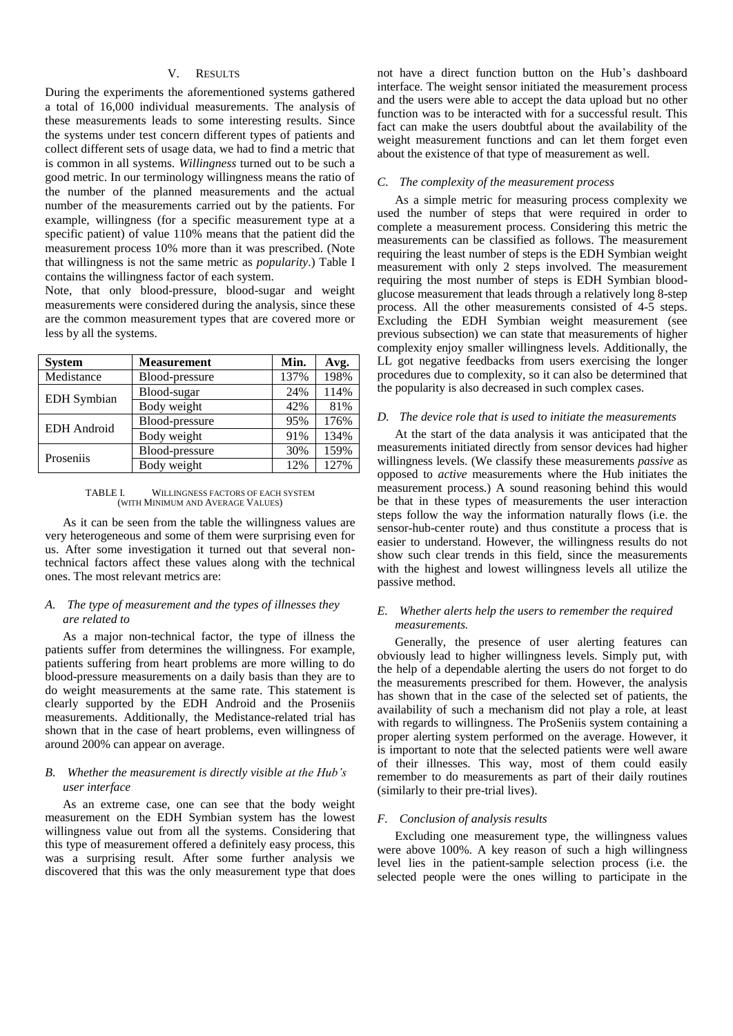## V. Results

During the experiments the aforementioned systems gathered a total of 16,000 individual measurements. The analysis of these measurements leads to some interesting results. Since the systems under test concern different types of patients and collect different sets of usage data, we had to find a metric that is common in all systems. *Willingness* turned out to be such a good metric. In our terminology willingness means the ratio of the number of the planned measurements and the actual number of the measurements carried out by the patients. For example, willingness (for a specific measurement type at a specific patient) of value 110% means that the patient did the measurement process 10% more than it was prescribed. (Note that willingness is not the same metric as *popularity*.) Table I contains the willingness factor of each system.

Note, that only blood-pressure, blood-sugar and weight measurements were considered during the analysis, since these are the common measurement types that are covered more or less by all the systems.

| System | Measurement | Min. | Avg. |
|---|---|---|---|
| Medistance | Blood-pressure | 137% | 198% |
| EDH Symbian | Blood-sugar | 24% | 114% |
| | Body weight | 42% | 81% |
| EDH Android | Blood-pressure | 95% | 176% |
| | Body weight | 91% | 134% |
| Proseniis | Blood-pressure | 30% | 159% |
| | Body weight | 12% | 127% |

TABLE I. Willingness factors of each system (with Minimum and Average Values)

As it can be seen from the table the willingness values are very heterogeneous and some of them were surprising even for us. After some investigation it turned out that several non-technical factors affect these values along with the technical ones. The most relevant metrics are:

### A. The type of measurement and the types of illnesses they are related to

As a major non-technical factor, the type of illness the patients suffer from determines the willingness. For example, patients suffering from heart problems are more willing to do blood-pressure measurements on a daily basis than they are to do weight measurements at the same rate. This statement is clearly supported by the EDH Android and the Proseniis measurements. Additionally, the Medistance-related trial has shown that in the case of heart problems, even willingness of around 200% can appear on average.

### B. Whether the measurement is directly visible at the Hub's user interface

As an extreme case, one can see that the body weight measurement on the EDH Symbian system has the lowest willingness value out from all the systems. Considering that this type of measurement offered a definitely easy process, this was a surprising result. After some further analysis we discovered that this was the only measurement type that does not have a direct function button on the Hub's dashboard interface. The weight sensor initiated the measurement process and the users were able to accept the data upload but no other function was to be interacted with for a successful result. This fact can make the users doubtful about the availability of the weight measurement functions and can let them forget even about the existence of that type of measurement as well.

### C. The complexity of the measurement process

As a simple metric for measuring process complexity we used the number of steps that were required in order to complete a measurement process. Considering this metric the measurements can be classified as follows. The measurement requiring the least number of steps is the EDH Symbian weight measurement with only 2 steps involved. The measurement requiring the most number of steps is EDH Symbian blood-glucose measurement that leads through a relatively long 8-step process. All the other measurements consisted of 4-5 steps. Excluding the EDH Symbian weight measurement (see previous subsection) we can state that measurements of higher complexity enjoy smaller willingness levels. Additionally, the LL got negative feedbacks from users exercising the longer procedures due to complexity, so it can also be determined that the popularity is also decreased in such complex cases.

### D. The device role that is used to initiate the measurements

At the start of the data analysis it was anticipated that the measurements initiated directly from sensor devices had higher willingness levels. (We classify these measurements *passive* as opposed to *active* measurements where the Hub initiates the measurement process.) A sound reasoning behind this would be that in these types of measurements the user interaction steps follow the way the information naturally flows (i.e. the sensor-hub-center route) and thus constitute a process that is easier to understand. However, the willingness results do not show such clear trends in this field, since the measurements with the highest and lowest willingness levels all utilize the passive method.

### E. Whether alerts help the users to remember the required measurements.

Generally, the presence of user alerting features can obviously lead to higher willingness levels. Simply put, with the help of a dependable alerting the users do not forget to do the measurements prescribed for them. However, the analysis has shown that in the case of the selected set of patients, the availability of such a mechanism did not play a role, at least with regards to willingness. The ProSeniis system containing a proper alerting system performed on the average. However, it is important to note that the selected patients were well aware of their illnesses. This way, most of them could easily remember to do measurements as part of their daily routines (similarly to their pre-trial lives).

### F. Conclusion of analysis results

Excluding one measurement type, the willingness values were above 100%. A key reason of such a high willingness level lies in the patient-sample selection process (i.e. the selected people were the ones willing to participate in the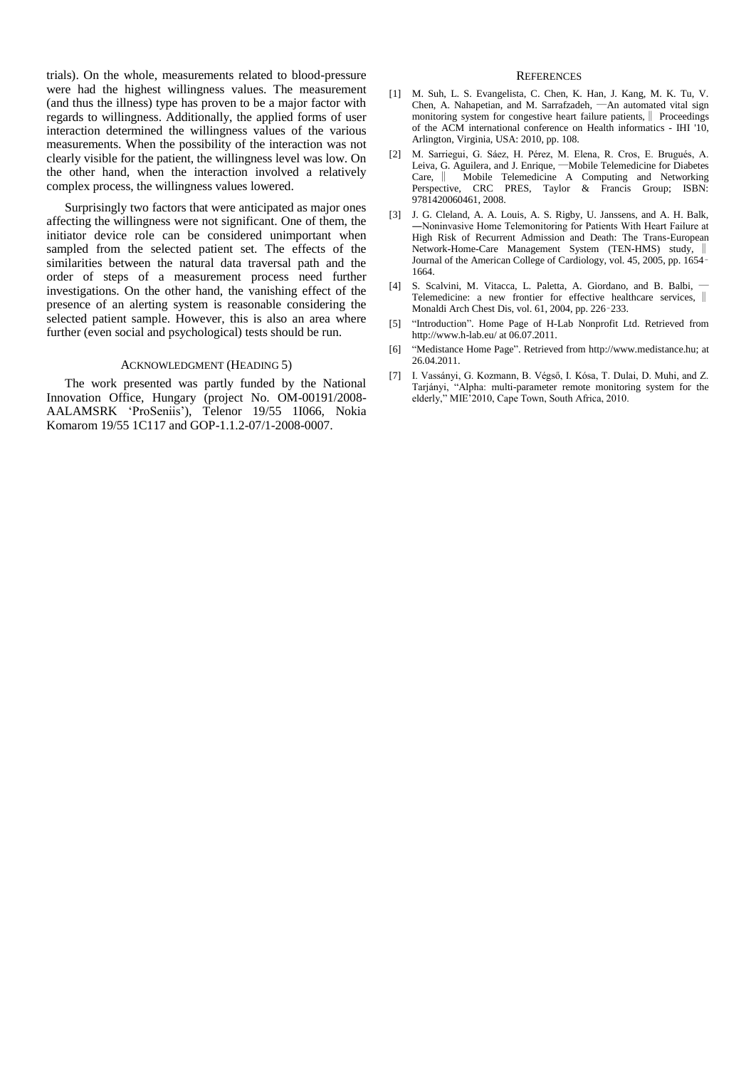trials). On the whole, measurements related to blood-pressure were had the highest willingness values. The measurement (and thus the illness) type has proven to be a major factor with regards to willingness. Additionally, the applied forms of user interaction determined the willingness values of the various measurements. When the possibility of the interaction was not clearly visible for the patient, the willingness level was low. On the other hand, when the interaction involved a relatively complex process, the willingness values lowered.

Surprisingly two factors that were anticipated as major ones affecting the willingness were not significant. One of them, the initiator device role can be considered unimportant when sampled from the selected patient set. The effects of the similarities between the natural data traversal path and the order of steps of a measurement process need further investigations. On the other hand, the vanishing effect of the presence of an alerting system is reasonable considering the selected patient sample. However, this is also an area where further (even social and psychological) tests should be run.

## Acknowledgment (Heading 5)

The work presented was partly funded by the National Innovation Office, Hungary (project No. OM-00191/2008-AALAMSRK 'ProSeniis'), Telenor 19/55 1I066, Nokia Komarom 19/55 1C117 and GOP-1.1.2-07/1-2008-0007.

## References

[1] M. Suh, L. S. Evangelista, C. Chen, K. Han, J. Kang, M. K. Tu, V. Chen, A. Nahapetian, and M. Sarrafzadeh, ―An automated vital sign monitoring system for congestive heart failure patients,‖ Proceedings of the ACM international conference on Health informatics - IHI '10, Arlington, Virginia, USA: 2010, pp. 108.

[2] M. Sarriegui, G. Sáez, H. Pérez, M. Elena, R. Cros, E. Brugués, A. Leiva, G. Aguilera, and J. Enrique, ―Mobile Telemedicine for Diabetes Care, ‖ Mobile Telemedicine A Computing and Networking Perspective, CRC PRES, Taylor & Francis Group; ISBN: 9781420060461, 2008.

[3] J. G. Cleland, A. A. Louis, A. S. Rigby, U. Janssens, and A. H. Balk, ―Noninvasive Home Telemonitoring for Patients With Heart Failure at High Risk of Recurrent Admission and Death: The Trans-European Network-Home-Care Management System (TEN-HMS) study, ‖ Journal of the American College of Cardiology, vol. 45, 2005, pp. 1654–1664.

[4] S. Scalvini, M. Vitacca, L. Paletta, A. Giordano, and B. Balbi, ―Telemedicine: a new frontier for effective healthcare services, ‖ Monaldi Arch Chest Dis, vol. 61, 2004, pp. 226–233.

[5] "Introduction". Home Page of H-Lab Nonprofit Ltd. Retrieved from http://www.h-lab.eu/ at 06.07.2011.

[6] "Medistance Home Page". Retrieved from http://www.medistance.hu; at 26.04.2011.

[7] I. Vassányi, G. Kozmann, B. Végső, I. Kósa, T. Dulai, D. Muhi, and Z. Tarjányi, "Alpha: multi-parameter remote monitoring system for the elderly," MIE'2010, Cape Town, South Africa, 2010.